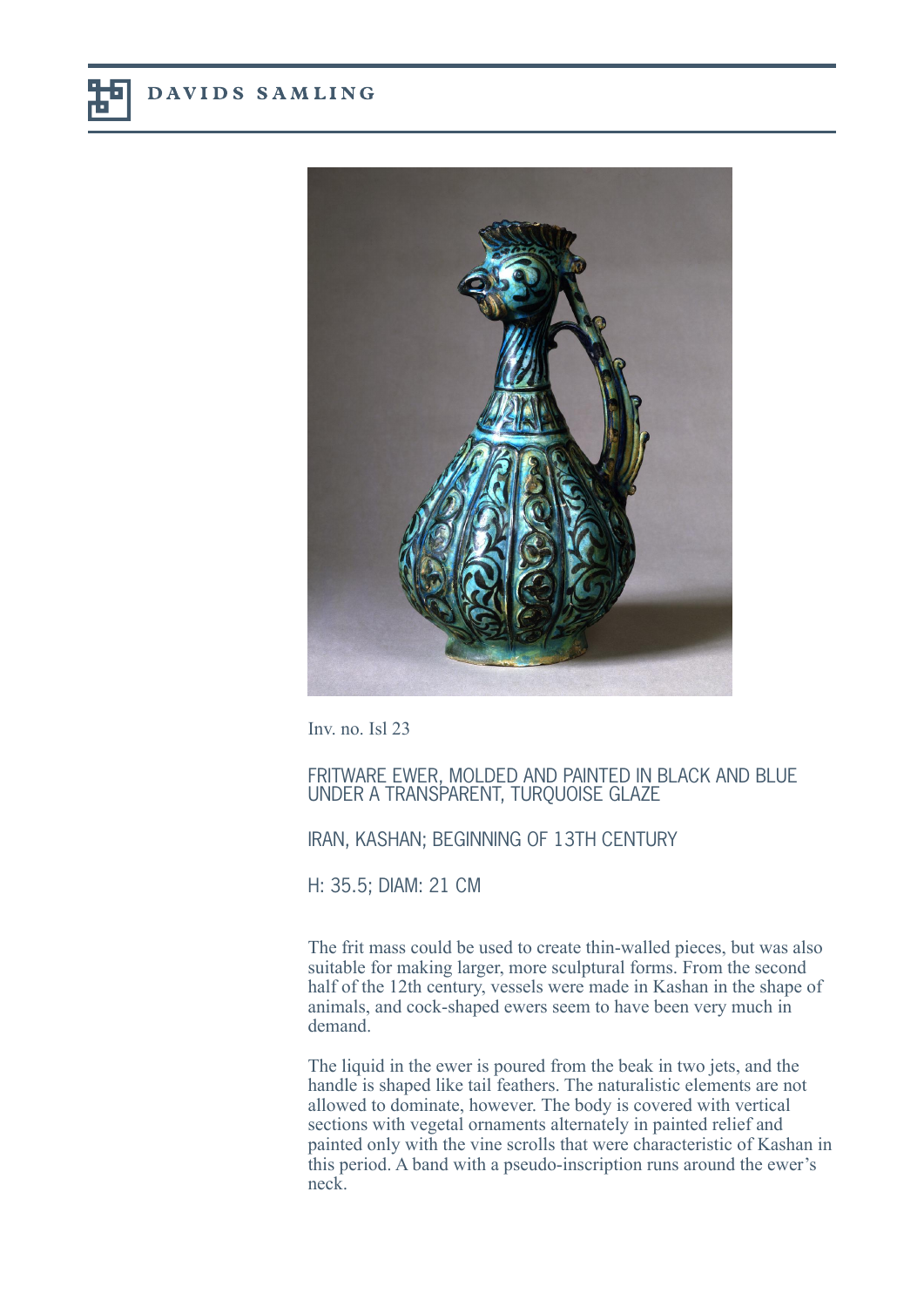Inv. no. Isl 23

FRITWARE EWER, MOLDED AND PAINTED IN BLACK AND BLUE UNDER A TRANSPARENT, TURQUOISE GLAZE

IRAN, KASHAN; BEGINNING OF 13TH CENTURY

H: 35.5; DIAM: 21 CM

The frit mass could be used to create thin-walled pieces, but was also suitable for making larger, more sculptural forms. From the second half of the 12th century, vessels were made in Kashan in the shape of animals, and cock-shaped ewers seem to have been very much in demand.

The liquid in the ewer is poured from the beak in two jets, and the handle is shaped like tail feathers. The naturalistic elements are not allowed to dominate, however. The body is covered with vertical sections with vegetal ornaments alternately in painted relief and painted only with the vine scrolls that were characteristic of Kashan in this period. A band with a pseudo-inscription runs around the ewer's neck.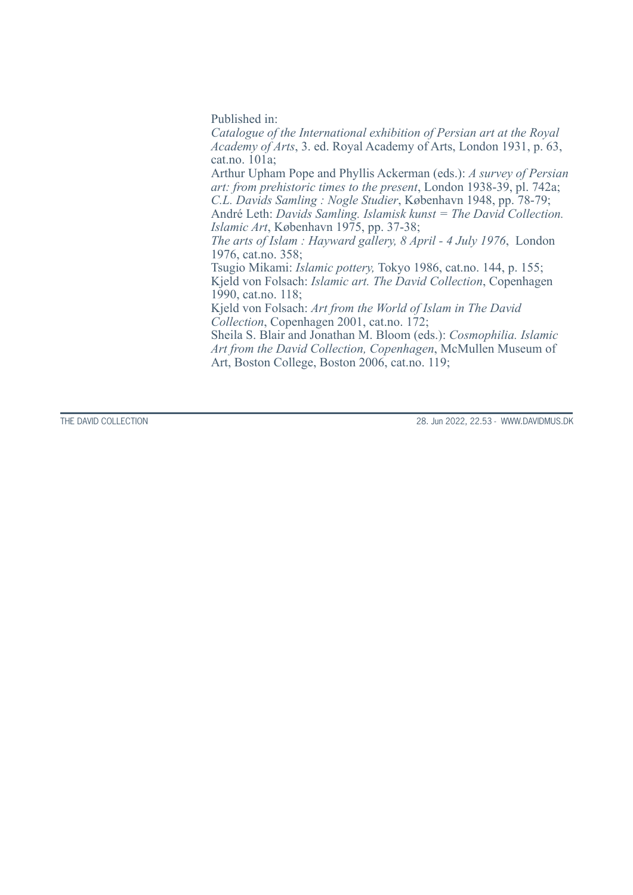Published in:

*Catalogue of the International exhibition of Persian art at the Royal Academy of Arts*, 3. ed. Royal Academy of Arts, London 1931, p. 63, cat.no. 101a;

Arthur Upham Pope and Phyllis Ackerman (eds.): *A survey of Persian art: from prehistoric times to the present*, London 1938-39, pl. 742a;

*C.L. Davids Samling : Nogle Studier*, København 1948, pp. 78-79;

André Leth: *Davids Samling. Islamisk kunst = The David Collection. Islamic Art*, København 1975, pp. 37-38;

*The arts of Islam : Hayward gallery, 8 April - 4 July 1976*, London 1976, cat.no. 358;

Tsugio Mikami: *Islamic pottery,* Tokyo 1986, cat.no. 144, p. 155;

Kjeld von Folsach: *Islamic art. The David Collection*, Copenhagen 1990, cat.no. 118;

Kjeld von Folsach: *Art from the World of Islam in The David Collection*, Copenhagen 2001, cat.no. 172;

Sheila S. Blair and Jonathan M. Bloom (eds.): *Cosmophilia. Islamic Art from the David Collection, Copenhagen*, McMullen Museum of Art, Boston College, Boston 2006, cat.no. 119;